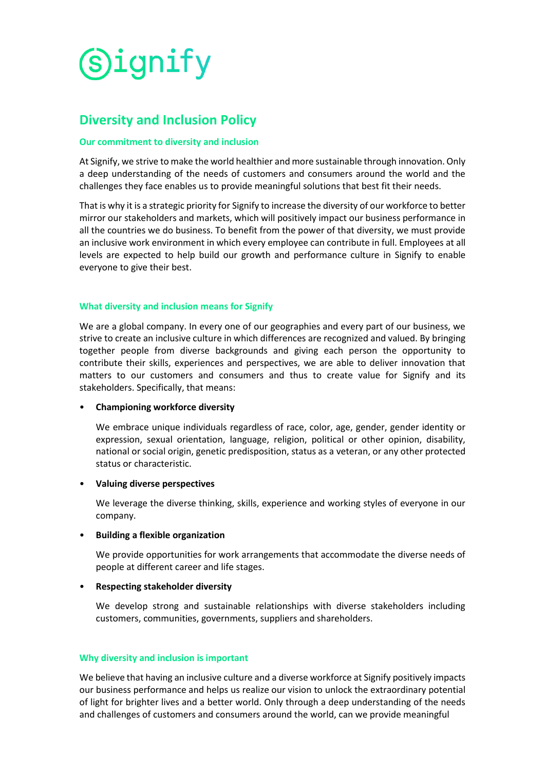# Diversity and Inclusion Policy

### Our commitment to diversity and inclusion

At Signify, we strive to make the world healthier and more sustainable through innovation. Only a deep understanding of the needs of customers and consumers around the world and the challenges they face enables us to provide meaningful solutions that best fit their needs.

That is why it is a strategic priority for Signify to increase the diversity of our workforce to better mirror our stakeholders and markets, which will positively impact our business performance in all the countries we do business. To benefit from the power of that diversity, we must provide an inclusive work environment in which every employee can contribute in full. Employees at all levels are expected to help build our growth and performance culture in Signify to enable everyone to give their best.

### What diversity and inclusion means for Signify

We are a global company. In every one of our geographies and every part of our business, we strive to create an inclusive culture in which differences are recognized and valued. By bringing together people from diverse backgrounds and giving each person the opportunity to contribute their skills, experiences and perspectives, we are able to deliver innovation that matters to our customers and consumers and thus to create value for Signify and its stakeholders. Specifically, that means:

- **Championing workforce diversity**

  We embrace unique individuals regardless of race, color, age, gender, gender identity or expression, sexual orientation, language, religion, political or other opinion, disability, national or social origin, genetic predisposition, status as a veteran, or any other protected status or characteristic.

- **Valuing diverse perspectives**

  We leverage the diverse thinking, skills, experience and working styles of everyone in our company.

- **Building a flexible organization**

  We provide opportunities for work arrangements that accommodate the diverse needs of people at different career and life stages.

- **Respecting stakeholder diversity**

  We develop strong and sustainable relationships with diverse stakeholders including customers, communities, governments, suppliers and shareholders.

### Why diversity and inclusion is important

We believe that having an inclusive culture and a diverse workforce at Signify positively impacts our business performance and helps us realize our vision to unlock the extraordinary potential of light for brighter lives and a better world. Only through a deep understanding of the needs and challenges of customers and consumers around the world, can we provide meaningful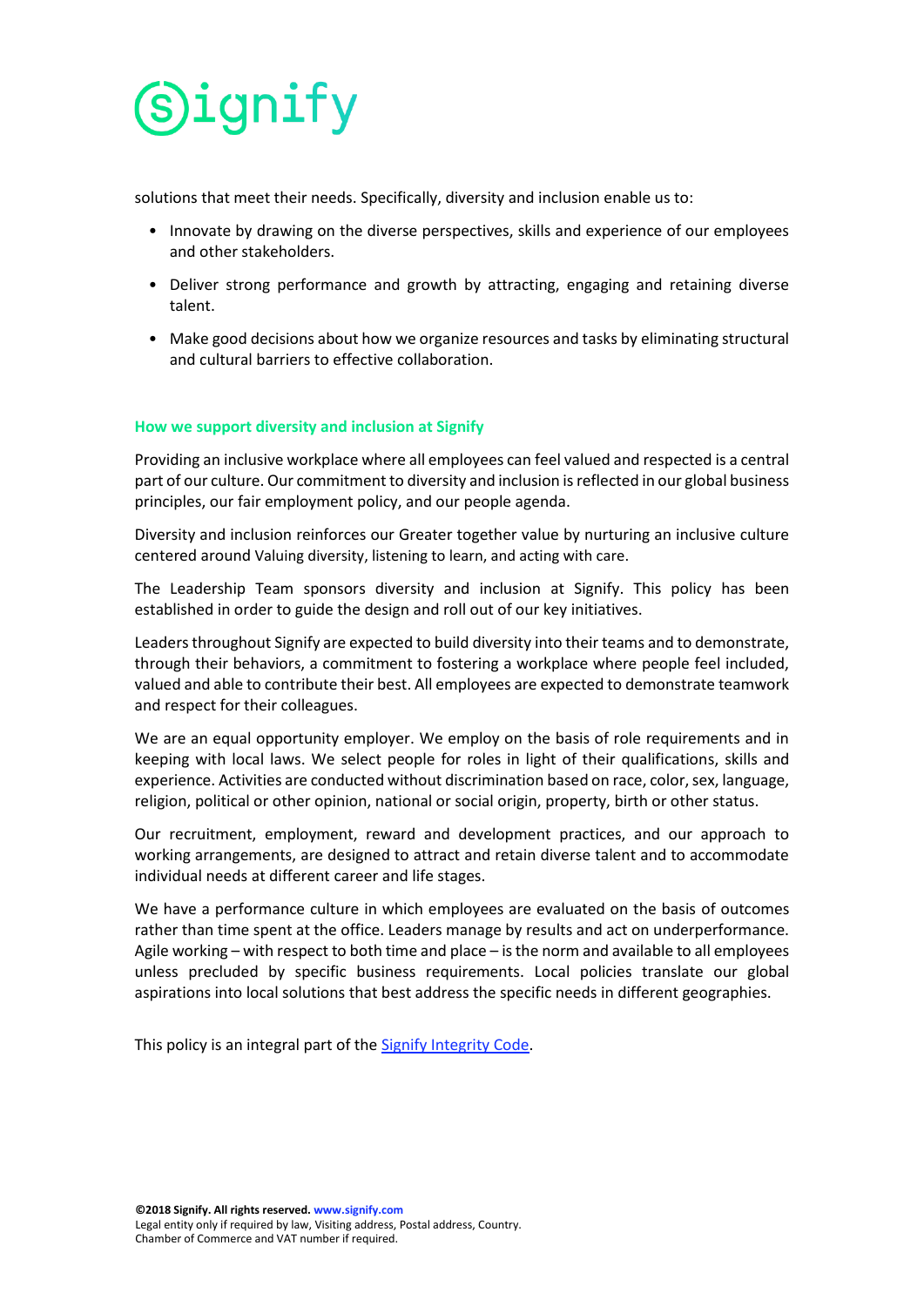solutions that meet their needs. Specifically, diversity and inclusion enable us to:

- Innovate by drawing on the diverse perspectives, skills and experience of our employees and other stakeholders.
- Deliver strong performance and growth by attracting, engaging and retaining diverse talent.
- Make good decisions about how we organize resources and tasks by eliminating structural and cultural barriers to effective collaboration.

## How we support diversity and inclusion at Signify

Providing an inclusive workplace where all employees can feel valued and respected is a central part of our culture. Our commitment to diversity and inclusion is reflected in our global business principles, our fair employment policy, and our people agenda.

Diversity and inclusion reinforces our Greater together value by nurturing an inclusive culture centered around Valuing diversity, listening to learn, and acting with care.

The Leadership Team sponsors diversity and inclusion at Signify. This policy has been established in order to guide the design and roll out of our key initiatives.

Leaders throughout Signify are expected to build diversity into their teams and to demonstrate, through their behaviors, a commitment to fostering a workplace where people feel included, valued and able to contribute their best. All employees are expected to demonstrate teamwork and respect for their colleagues.

We are an equal opportunity employer. We employ on the basis of role requirements and in keeping with local laws. We select people for roles in light of their qualifications, skills and experience. Activities are conducted without discrimination based on race, color, sex, language, religion, political or other opinion, national or social origin, property, birth or other status.

Our recruitment, employment, reward and development practices, and our approach to working arrangements, are designed to attract and retain diverse talent and to accommodate individual needs at different career and life stages.

We have a performance culture in which employees are evaluated on the basis of outcomes rather than time spent at the office. Leaders manage by results and act on underperformance. Agile working – with respect to both time and place – is the norm and available to all employees unless precluded by specific business requirements. Local policies translate our global aspirations into local solutions that best address the specific needs in different geographies.

This policy is an integral part of the Signify Integrity Code.

**©2018 Signify. All rights reserved. www.signify.com**
Legal entity only if required by law, Visiting address, Postal address, Country.
Chamber of Commerce and VAT number if required.